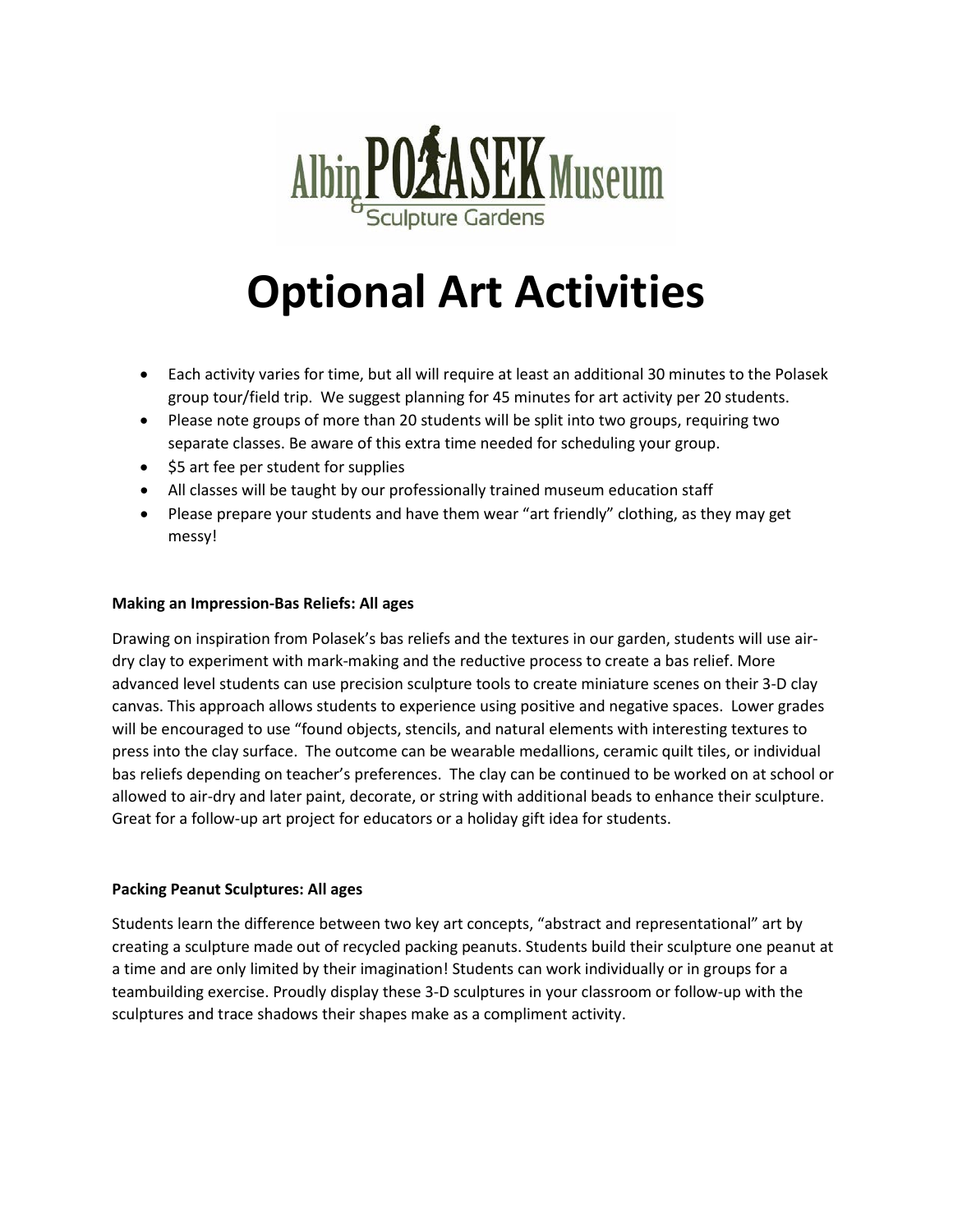Albin POLASEK Museum & Sculpture Gardens

# Optional Art Activities

- Each activity varies for time, but all will require at least an additional 30 minutes to the Polasek group tour/field trip. We suggest planning for 45 minutes for art activity per 20 students.
- Please note groups of more than 20 students will be split into two groups, requiring two separate classes. Be aware of this extra time needed for scheduling your group.
- $5 art fee per student for supplies
- All classes will be taught by our professionally trained museum education staff
- Please prepare your students and have them wear "art friendly" clothing, as they may get messy!

**Making an Impression-Bas Reliefs: All ages**

Drawing on inspiration from Polasek's bas reliefs and the textures in our garden, students will use air-dry clay to experiment with mark-making and the reductive process to create a bas relief. More advanced level students can use precision sculpture tools to create miniature scenes on their 3-D clay canvas. This approach allows students to experience using positive and negative spaces. Lower grades will be encouraged to use "found objects, stencils, and natural elements with interesting textures to press into the clay surface. The outcome can be wearable medallions, ceramic quilt tiles, or individual bas reliefs depending on teacher's preferences. The clay can be continued to be worked on at school or allowed to air-dry and later paint, decorate, or string with additional beads to enhance their sculpture. Great for a follow-up art project for educators or a holiday gift idea for students.

**Packing Peanut Sculptures: All ages**

Students learn the difference between two key art concepts, "abstract and representational" art by creating a sculpture made out of recycled packing peanuts. Students build their sculpture one peanut at a time and are only limited by their imagination! Students can work individually or in groups for a teambuilding exercise. Proudly display these 3-D sculptures in your classroom or follow-up with the sculptures and trace shadows their shapes make as a compliment activity.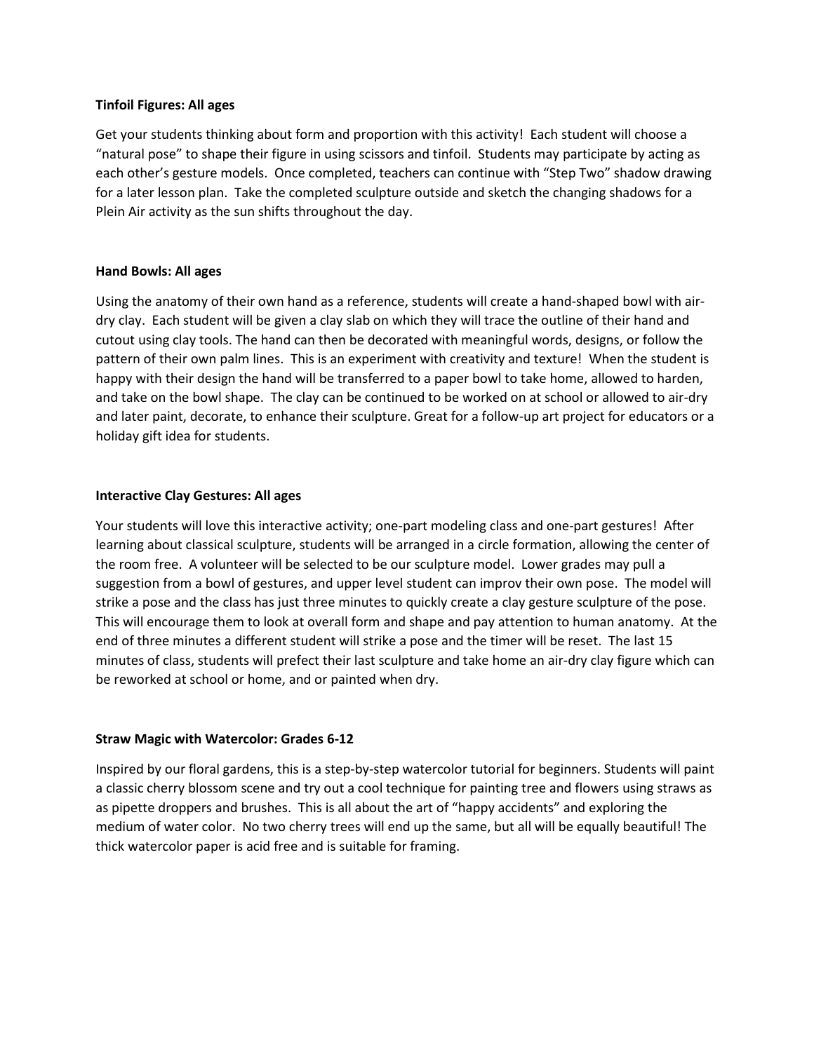**Tinfoil Figures: All ages**

Get your students thinking about form and proportion with this activity! Each student will choose a "natural pose" to shape their figure in using scissors and tinfoil. Students may participate by acting as each other's gesture models. Once completed, teachers can continue with "Step Two" shadow drawing for a later lesson plan. Take the completed sculpture outside and sketch the changing shadows for a Plein Air activity as the sun shifts throughout the day.

**Hand Bowls: All ages**

Using the anatomy of their own hand as a reference, students will create a hand-shaped bowl with air-dry clay. Each student will be given a clay slab on which they will trace the outline of their hand and cutout using clay tools. The hand can then be decorated with meaningful words, designs, or follow the pattern of their own palm lines. This is an experiment with creativity and texture! When the student is happy with their design the hand will be transferred to a paper bowl to take home, allowed to harden, and take on the bowl shape. The clay can be continued to be worked on at school or allowed to air-dry and later paint, decorate, to enhance their sculpture. Great for a follow-up art project for educators or a holiday gift idea for students.

**Interactive Clay Gestures: All ages**

Your students will love this interactive activity; one-part modeling class and one-part gestures! After learning about classical sculpture, students will be arranged in a circle formation, allowing the center of the room free. A volunteer will be selected to be our sculpture model. Lower grades may pull a suggestion from a bowl of gestures, and upper level student can improv their own pose. The model will strike a pose and the class has just three minutes to quickly create a clay gesture sculpture of the pose. This will encourage them to look at overall form and shape and pay attention to human anatomy. At the end of three minutes a different student will strike a pose and the timer will be reset. The last 15 minutes of class, students will prefect their last sculpture and take home an air-dry clay figure which can be reworked at school or home, and or painted when dry.

**Straw Magic with Watercolor: Grades 6-12**

Inspired by our floral gardens, this is a step-by-step watercolor tutorial for beginners. Students will paint a classic cherry blossom scene and try out a cool technique for painting tree and flowers using straws as as pipette droppers and brushes. This is all about the art of "happy accidents" and exploring the medium of water color. No two cherry trees will end up the same, but all will be equally beautiful! The thick watercolor paper is acid free and is suitable for framing.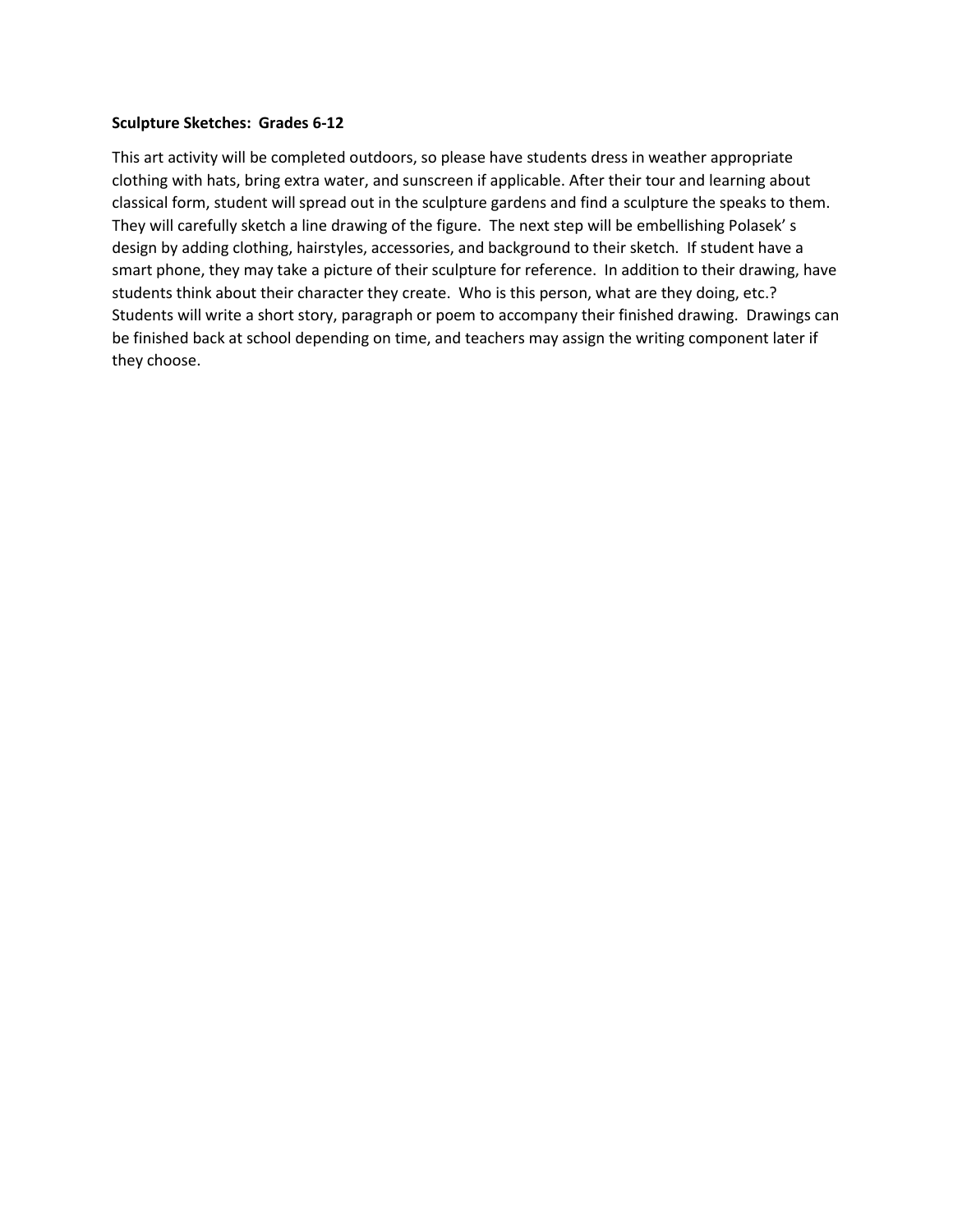**Sculpture Sketches: Grades 6-12**

This art activity will be completed outdoors, so please have students dress in weather appropriate clothing with hats, bring extra water, and sunscreen if applicable. After their tour and learning about classical form, student will spread out in the sculpture gardens and find a sculpture the speaks to them. They will carefully sketch a line drawing of the figure. The next step will be embellishing Polasek' s design by adding clothing, hairstyles, accessories, and background to their sketch. If student have a smart phone, they may take a picture of their sculpture for reference. In addition to their drawing, have students think about their character they create. Who is this person, what are they doing, etc.? Students will write a short story, paragraph or poem to accompany their finished drawing. Drawings can be finished back at school depending on time, and teachers may assign the writing component later if they choose.